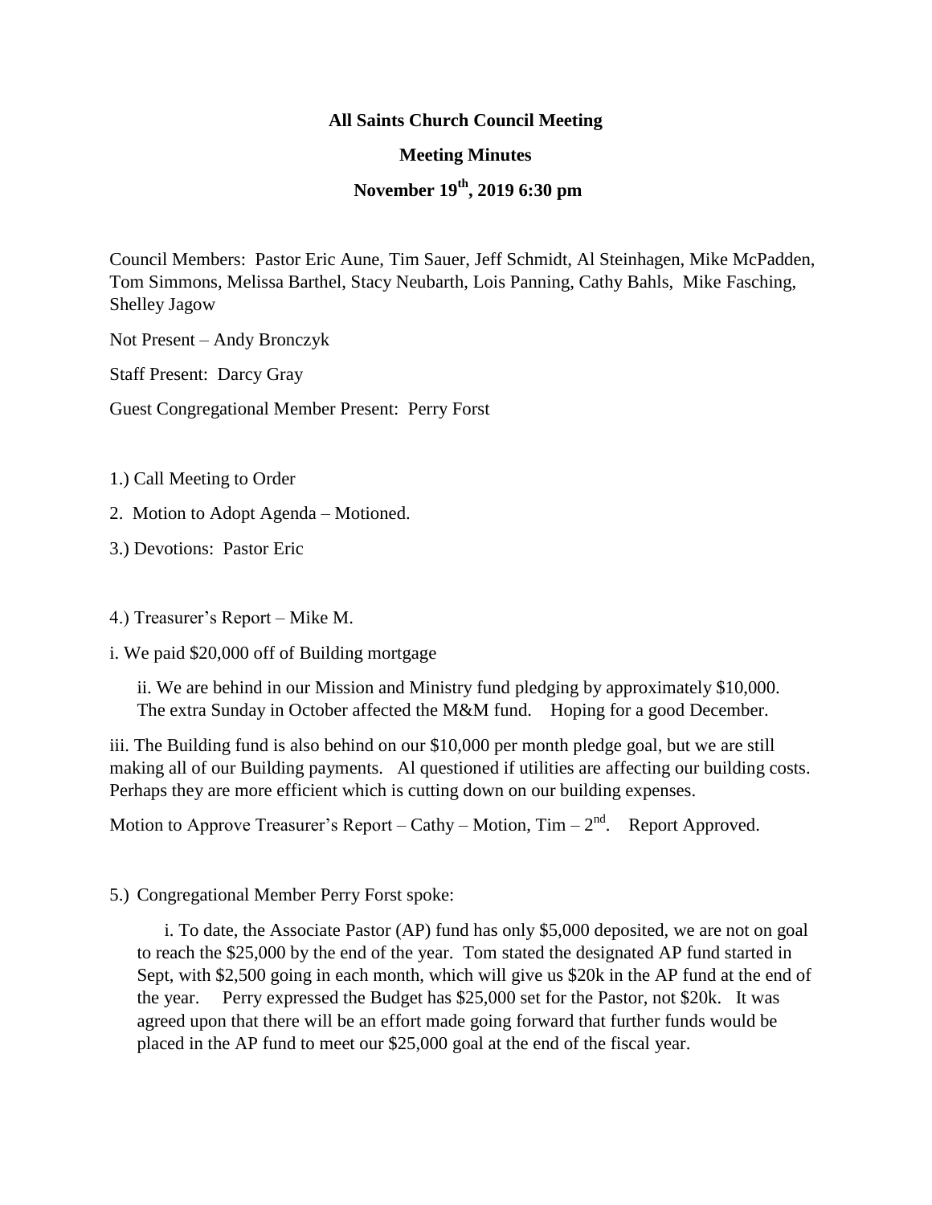**All Saints Church Council Meeting**

**Meeting Minutes**

**November 19th, 2019 6:30 pm**

Council Members: Pastor Eric Aune, Tim Sauer, Jeff Schmidt, Al Steinhagen, Mike McPadden, Tom Simmons, Melissa Barthel, Stacy Neubarth, Lois Panning, Cathy Bahls, Mike Fasching, Shelley Jagow

Not Present – Andy Bronczyk

Staff Present: Darcy Gray

Guest Congregational Member Present: Perry Forst

1.) Call Meeting to Order

2. Motion to Adopt Agenda – Motioned.

3.) Devotions: Pastor Eric

4.) Treasurer's Report – Mike M.

i. We paid $20,000 off of Building mortgage

ii. We are behind in our Mission and Ministry fund pledging by approximately $10,000. The extra Sunday in October affected the M&M fund. Hoping for a good December.

iii. The Building fund is also behind on our $10,000 per month pledge goal, but we are still making all of our Building payments. Al questioned if utilities are affecting our building costs. Perhaps they are more efficient which is cutting down on our building expenses.

Motion to Approve Treasurer's Report – Cathy – Motion, Tim – 2nd. Report Approved.

5.) Congregational Member Perry Forst spoke:

i. To date, the Associate Pastor (AP) fund has only $5,000 deposited, we are not on goal to reach the $25,000 by the end of the year. Tom stated the designated AP fund started in Sept, with $2,500 going in each month, which will give us $20k in the AP fund at the end of the year. Perry expressed the Budget has $25,000 set for the Pastor, not $20k. It was agreed upon that there will be an effort made going forward that further funds would be placed in the AP fund to meet our $25,000 goal at the end of the fiscal year.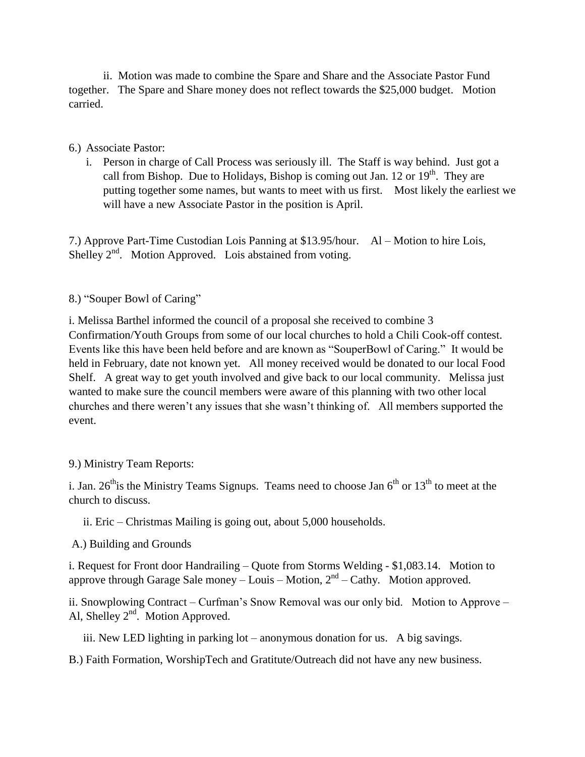ii. Motion was made to combine the Spare and Share and the Associate Pastor Fund together. The Spare and Share money does not reflect towards the $25,000 budget. Motion carried.

6.) Associate Pastor:

i. Person in charge of Call Process was seriously ill. The Staff is way behind. Just got a call from Bishop. Due to Holidays, Bishop is coming out Jan. 12 or 19th. They are putting together some names, but wants to meet with us first. Most likely the earliest we will have a new Associate Pastor in the position is April.

7.) Approve Part-Time Custodian Lois Panning at $13.95/hour. Al – Motion to hire Lois, Shelley 2nd. Motion Approved. Lois abstained from voting.

8.) "Souper Bowl of Caring"

i. Melissa Barthel informed the council of a proposal she received to combine 3 Confirmation/Youth Groups from some of our local churches to hold a Chili Cook-off contest. Events like this have been held before and are known as "SouperBowl of Caring." It would be held in February, date not known yet. All money received would be donated to our local Food Shelf. A great way to get youth involved and give back to our local community. Melissa just wanted to make sure the council members were aware of this planning with two other local churches and there weren't any issues that she wasn't thinking of. All members supported the event.

9.) Ministry Team Reports:

i. Jan. 26th is the Ministry Teams Signups. Teams need to choose Jan 6th or 13th to meet at the church to discuss.

ii. Eric – Christmas Mailing is going out, about 5,000 households.

A.) Building and Grounds

i. Request for Front door Handrailing – Quote from Storms Welding - $1,083.14. Motion to approve through Garage Sale money – Louis – Motion, 2nd – Cathy. Motion approved.

ii. Snowplowing Contract – Curfman's Snow Removal was our only bid. Motion to Approve – Al, Shelley 2nd. Motion Approved.

iii. New LED lighting in parking lot – anonymous donation for us. A big savings.

B.) Faith Formation, WorshipTech and Gratitute/Outreach did not have any new business.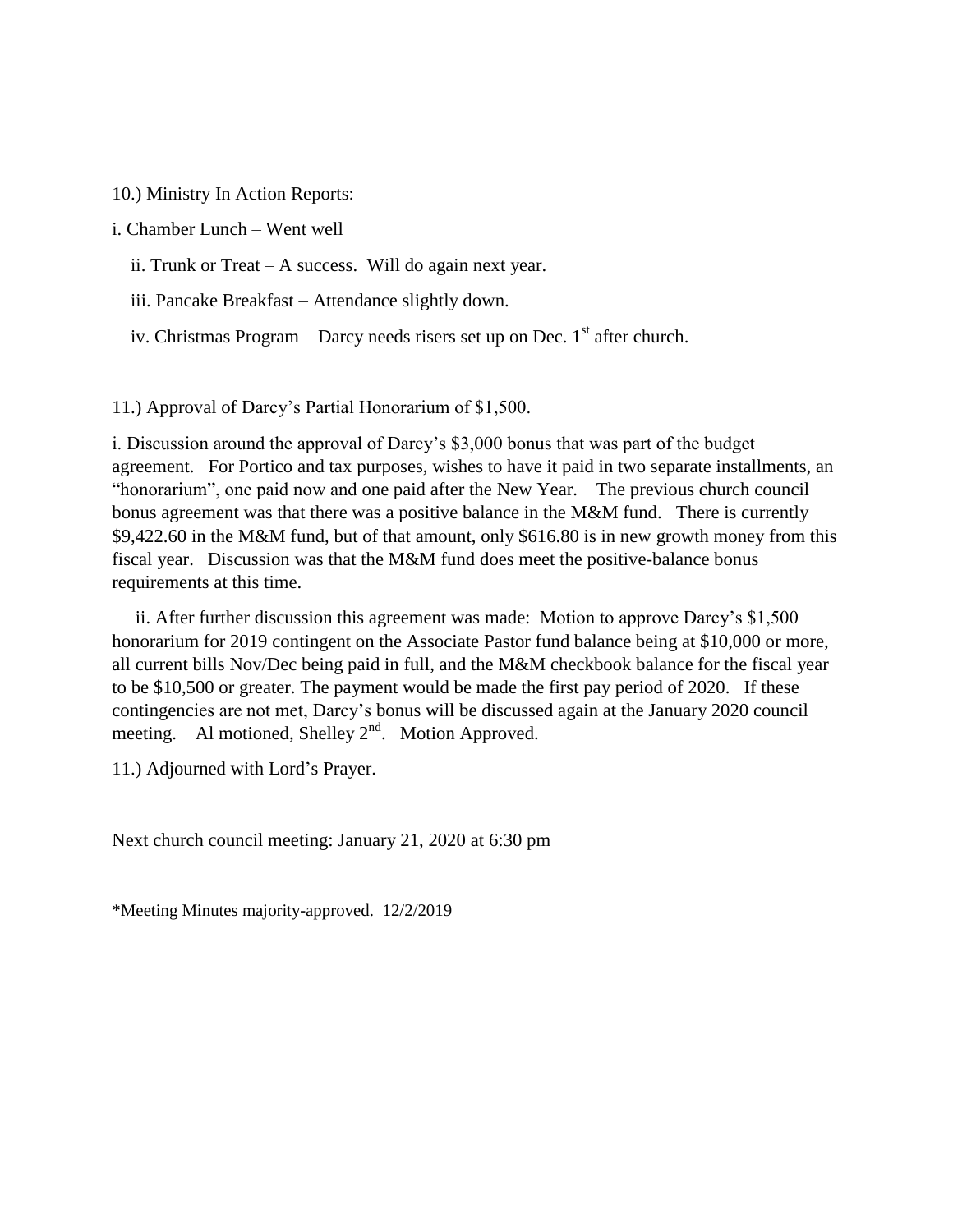10.) Ministry In Action Reports:

i. Chamber Lunch – Went well

ii. Trunk or Treat – A success. Will do again next year.

iii. Pancake Breakfast – Attendance slightly down.

iv. Christmas Program – Darcy needs risers set up on Dec. 1st after church.

11.) Approval of Darcy's Partial Honorarium of $1,500.

i. Discussion around the approval of Darcy's $3,000 bonus that was part of the budget agreement. For Portico and tax purposes, wishes to have it paid in two separate installments, an "honorarium", one paid now and one paid after the New Year. The previous church council bonus agreement was that there was a positive balance in the M&M fund. There is currently $9,422.60 in the M&M fund, but of that amount, only $616.80 is in new growth money from this fiscal year. Discussion was that the M&M fund does meet the positive-balance bonus requirements at this time.

ii. After further discussion this agreement was made: Motion to approve Darcy's $1,500 honorarium for 2019 contingent on the Associate Pastor fund balance being at $10,000 or more, all current bills Nov/Dec being paid in full, and the M&M checkbook balance for the fiscal year to be $10,500 or greater. The payment would be made the first pay period of 2020. If these contingencies are not met, Darcy's bonus will be discussed again at the January 2020 council meeting. Al motioned, Shelley 2nd. Motion Approved.

11.) Adjourned with Lord's Prayer.

Next church council meeting: January 21, 2020 at 6:30 pm

*Meeting Minutes majority-approved. 12/2/2019